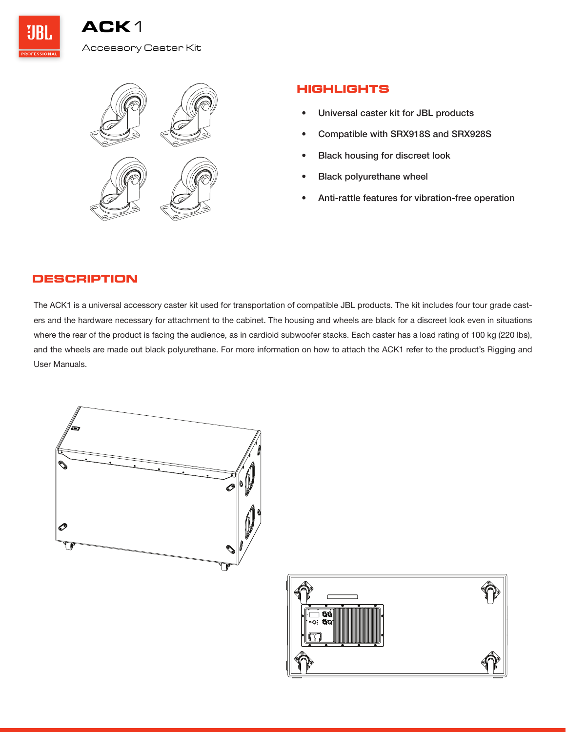# ACK1

Accessory Caster Kit

## HIGHLIGHTS

- Universal caster kit for JBL products
- Compatible with SRX918S and SRX928S
- Black housing for discreet look
- Black polyurethane wheel
- Anti-rattle features for vibration-free operation

## DESCRIPTION

The ACK1 is a universal accessory caster kit used for transportation of compatible JBL products. The kit includes four tour grade casters and the hardware necessary for attachment to the cabinet. The housing and wheels are black for a discreet look even in situations where the rear of the product is facing the audience, as in cardioid subwoofer stacks. Each caster has a load rating of 100 kg (220 lbs), and the wheels are made out black polyurethane. For more information on how to attach the ACK1 refer to the product's Rigging and User Manuals.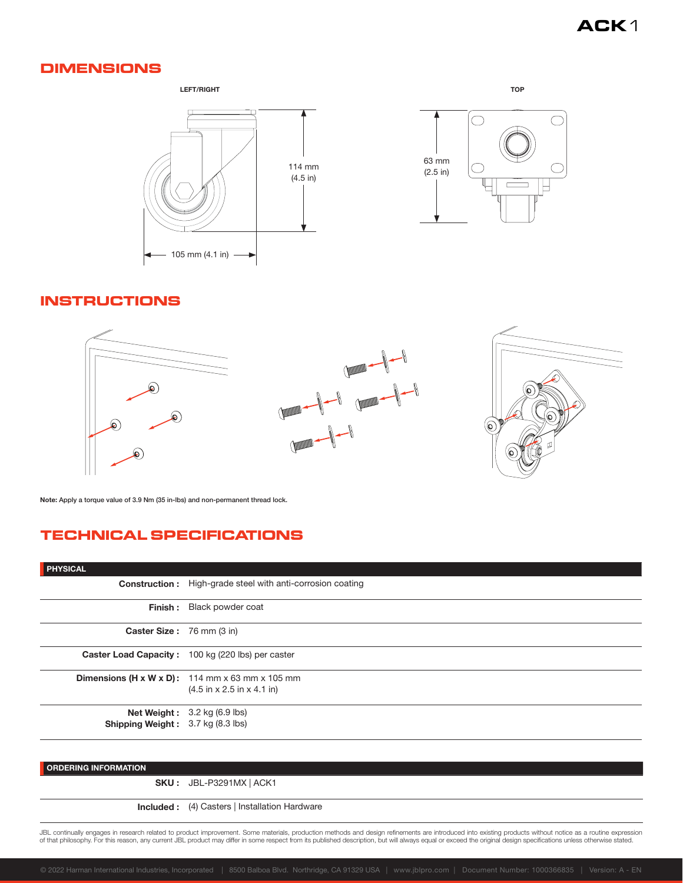## DIMENSIONS

LEFT/RIGHT

114 mm
(4.5 in)

105 mm (4.1 in)

TOP

63 mm
(2.5 in)

## INSTRUCTIONS

**Note:** Apply a torque value of 3.9 Nm (35 in-lbs) and non-permanent thread lock.

## TECHNICAL SPECIFICATIONS

| PHYSICAL | |
|---|---|
| **Construction :** | High-grade steel with anti-corrosion coating |
| **Finish :** | Black powder coat |
| **Caster Size :** | 76 mm (3 in) |
| **Caster Load Capacity :** | 100 kg (220 lbs) per caster |
| **Dimensions (H x W x D) :** | 114 mm x 63 mm x 105 mm (4.5 in x 2.5 in x 4.1 in) |
| **Net Weight :** | 3.2 kg (6.9 lbs) |
| **Shipping Weight :** | 3.7 kg (8.3 lbs) |

| ORDERING INFORMATION | |
|---|---|
| **SKU :** | JBL-P3291MX \| ACK1 |
| **Included :** | (4) Casters \| Installation Hardware |

JBL continually engages in research related to product improvement. Some materials, production methods and design refinements are introduced into existing products without notice as a routine expression of that philosophy. For this reason, any current JBL product may differ in some respect from its published description, but will always equal or exceed the original design specifications unless otherwise stated.

© 2022 Harman International Industries, Incorporated | 8500 Balboa Blvd. Northridge, CA 91329 USA | www.jblpro.com | Document Number: 1000366835 | Version: A - EN